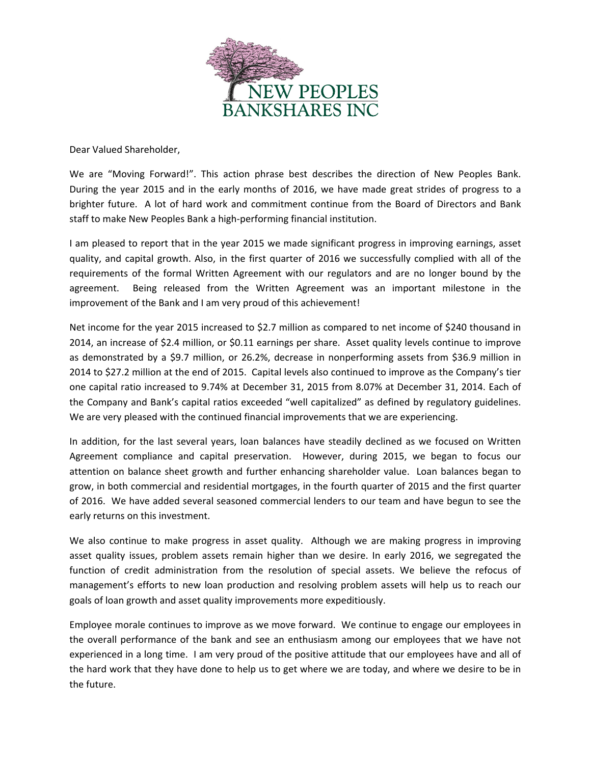NEW PEOPLES BANKSHARES INC

Dear Valued Shareholder,

We are "Moving Forward!". This action phrase best describes the direction of New Peoples Bank. During the year 2015 and in the early months of 2016, we have made great strides of progress to a brighter future. A lot of hard work and commitment continue from the Board of Directors and Bank staff to make New Peoples Bank a high-performing financial institution.

I am pleased to report that in the year 2015 we made significant progress in improving earnings, asset quality, and capital growth. Also, in the first quarter of 2016 we successfully complied with all of the requirements of the formal Written Agreement with our regulators and are no longer bound by the agreement. Being released from the Written Agreement was an important milestone in the improvement of the Bank and I am very proud of this achievement!

Net income for the year 2015 increased to $2.7 million as compared to net income of $240 thousand in 2014, an increase of $2.4 million, or $0.11 earnings per share. Asset quality levels continue to improve as demonstrated by a $9.7 million, or 26.2%, decrease in nonperforming assets from $36.9 million in 2014 to $27.2 million at the end of 2015. Capital levels also continued to improve as the Company's tier one capital ratio increased to 9.74% at December 31, 2015 from 8.07% at December 31, 2014. Each of the Company and Bank's capital ratios exceeded "well capitalized" as defined by regulatory guidelines. We are very pleased with the continued financial improvements that we are experiencing.

In addition, for the last several years, loan balances have steadily declined as we focused on Written Agreement compliance and capital preservation. However, during 2015, we began to focus our attention on balance sheet growth and further enhancing shareholder value. Loan balances began to grow, in both commercial and residential mortgages, in the fourth quarter of 2015 and the first quarter of 2016. We have added several seasoned commercial lenders to our team and have begun to see the early returns on this investment.

We also continue to make progress in asset quality. Although we are making progress in improving asset quality issues, problem assets remain higher than we desire. In early 2016, we segregated the function of credit administration from the resolution of special assets. We believe the refocus of management's efforts to new loan production and resolving problem assets will help us to reach our goals of loan growth and asset quality improvements more expeditiously.

Employee morale continues to improve as we move forward. We continue to engage our employees in the overall performance of the bank and see an enthusiasm among our employees that we have not experienced in a long time. I am very proud of the positive attitude that our employees have and all of the hard work that they have done to help us to get where we are today, and where we desire to be in the future.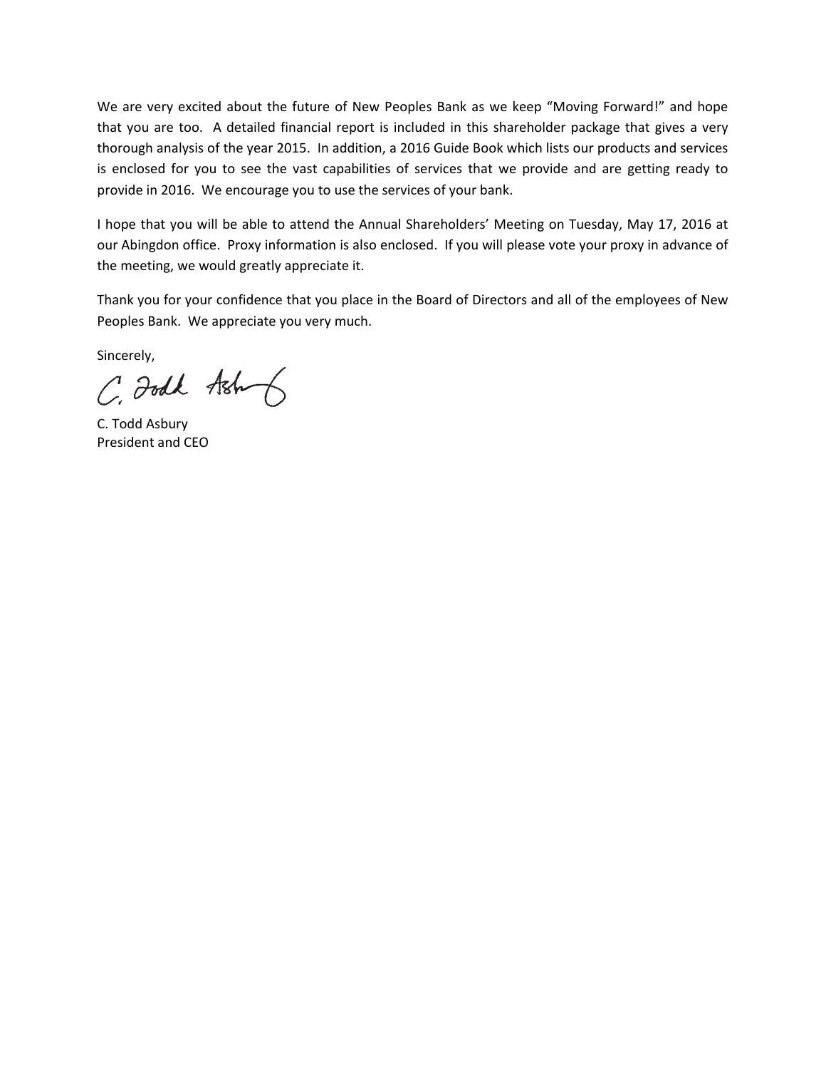We are very excited about the future of New Peoples Bank as we keep "Moving Forward!" and hope that you are too. A detailed financial report is included in this shareholder package that gives a very thorough analysis of the year 2015. In addition, a 2016 Guide Book which lists our products and services is enclosed for you to see the vast capabilities of services that we provide and are getting ready to provide in 2016. We encourage you to use the services of your bank.

I hope that you will be able to attend the Annual Shareholders' Meeting on Tuesday, May 17, 2016 at our Abingdon office. Proxy information is also enclosed. If you will please vote your proxy in advance of the meeting, we would greatly appreciate it.

Thank you for your confidence that you place in the Board of Directors and all of the employees of New Peoples Bank. We appreciate you very much.

Sincerely,

C. Todd Asbury
President and CEO